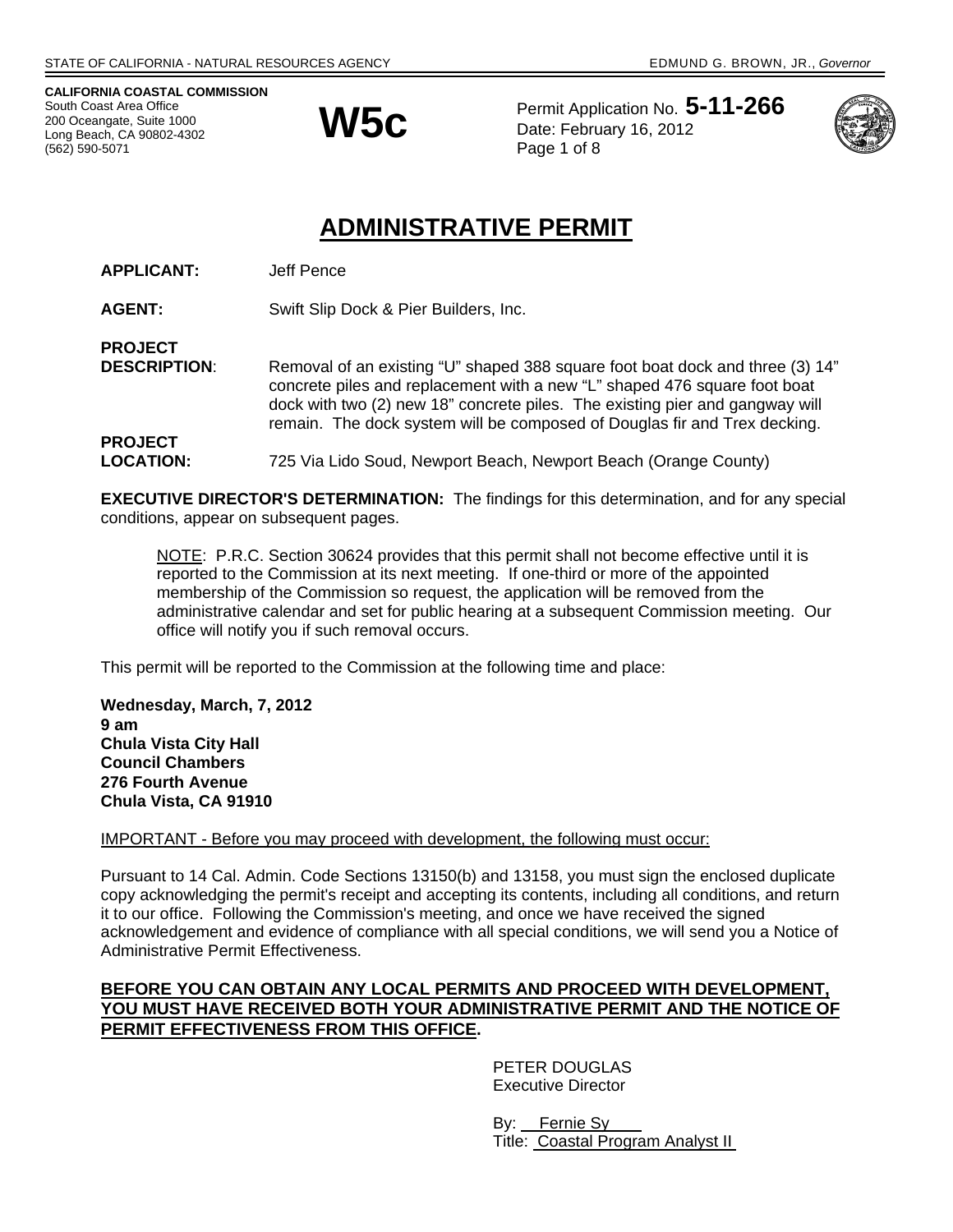STATE OF CALIFORNIA - NATURAL RESOURCES AGENCY — EDMUND G. BROWN, JR., *Governor*

**CALIFORNIA COASTAL COMMISSION**
South Coast Area Office
200 Oceangate, Suite 1000
Long Beach, CA 90802-4302
(562) 590-5071

# W5c

Permit Application No. **5-11-266**
Date: February 16, 2012
Page 1 of 8

# ADMINISTRATIVE PERMIT

**APPLICANT:** Jeff Pence

**AGENT:** Swift Slip Dock & Pier Builders, Inc.

**PROJECT DESCRIPTION**: Removal of an existing "U" shaped 388 square foot boat dock and three (3) 14" concrete piles and replacement with a new "L" shaped 476 square foot boat dock with two (2) new 18" concrete piles. The existing pier and gangway will remain. The dock system will be composed of Douglas fir and Trex decking.

**PROJECT LOCATION:** 725 Via Lido Soud, Newport Beach, Newport Beach (Orange County)

**EXECUTIVE DIRECTOR'S DETERMINATION:** The findings for this determination, and for any special conditions, appear on subsequent pages.

> NOTE: P.R.C. Section 30624 provides that this permit shall not become effective until it is reported to the Commission at its next meeting. If one-third or more of the appointed membership of the Commission so request, the application will be removed from the administrative calendar and set for public hearing at a subsequent Commission meeting. Our office will notify you if such removal occurs.

This permit will be reported to the Commission at the following time and place:

**Wednesday, March, 7, 2012**
**9 am**
**Chula Vista City Hall**
**Council Chambers**
**276 Fourth Avenue**
**Chula Vista, CA 91910**

IMPORTANT - Before you may proceed with development, the following must occur:

Pursuant to 14 Cal. Admin. Code Sections 13150(b) and 13158, you must sign the enclosed duplicate copy acknowledging the permit's receipt and accepting its contents, including all conditions, and return it to our office. Following the Commission's meeting, and once we have received the signed acknowledgement and evidence of compliance with all special conditions, we will send you a Notice of Administrative Permit Effectiveness.

**BEFORE YOU CAN OBTAIN ANY LOCAL PERMITS AND PROCEED WITH DEVELOPMENT, YOU MUST HAVE RECEIVED BOTH YOUR ADMINISTRATIVE PERMIT AND THE NOTICE OF PERMIT EFFECTIVENESS FROM THIS OFFICE.**

PETER DOUGLAS
Executive Director

By: Fernie Sy
Title: Coastal Program Analyst II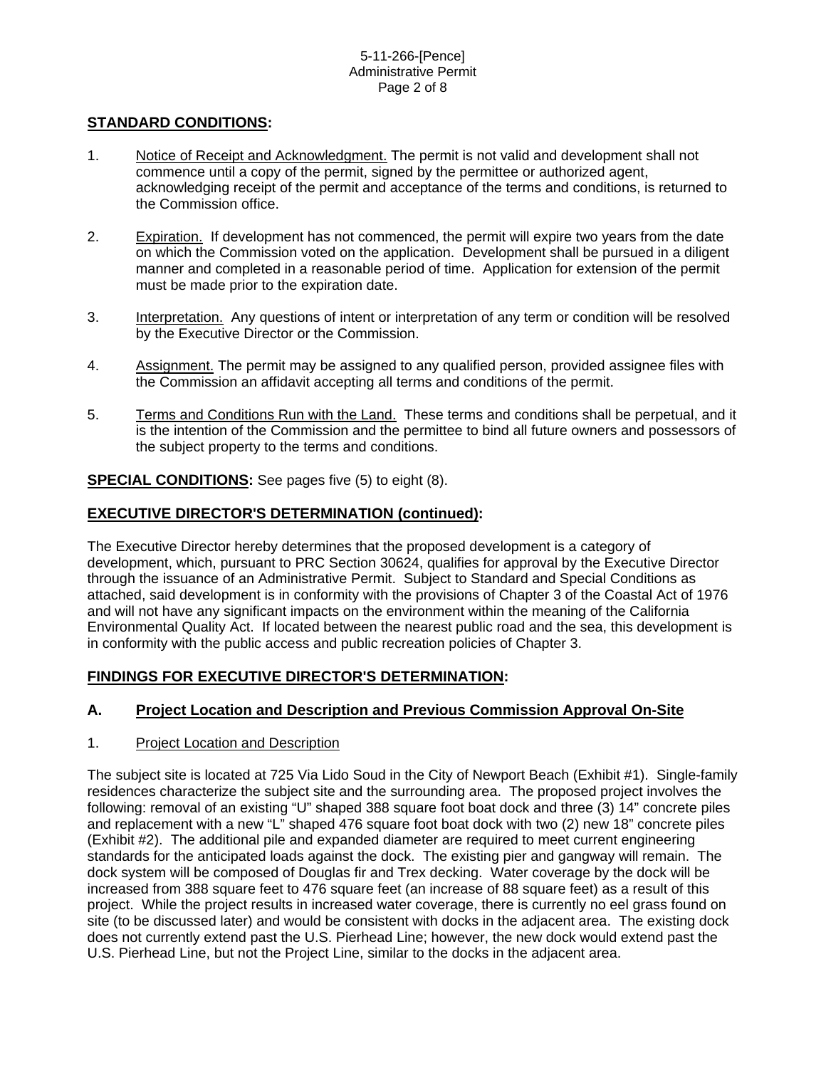## STANDARD CONDITIONS:

1. Notice of Receipt and Acknowledgment. The permit is not valid and development shall not commence until a copy of the permit, signed by the permittee or authorized agent, acknowledging receipt of the permit and acceptance of the terms and conditions, is returned to the Commission office.

2. Expiration. If development has not commenced, the permit will expire two years from the date on which the Commission voted on the application. Development shall be pursued in a diligent manner and completed in a reasonable period of time. Application for extension of the permit must be made prior to the expiration date.

3. Interpretation. Any questions of intent or interpretation of any term or condition will be resolved by the Executive Director or the Commission.

4. Assignment. The permit may be assigned to any qualified person, provided assignee files with the Commission an affidavit accepting all terms and conditions of the permit.

5. Terms and Conditions Run with the Land. These terms and conditions shall be perpetual, and it is the intention of the Commission and the permittee to bind all future owners and possessors of the subject property to the terms and conditions.

**SPECIAL CONDITIONS:** See pages five (5) to eight (8).

## EXECUTIVE DIRECTOR'S DETERMINATION (continued):

The Executive Director hereby determines that the proposed development is a category of development, which, pursuant to PRC Section 30624, qualifies for approval by the Executive Director through the issuance of an Administrative Permit. Subject to Standard and Special Conditions as attached, said development is in conformity with the provisions of Chapter 3 of the Coastal Act of 1976 and will not have any significant impacts on the environment within the meaning of the California Environmental Quality Act. If located between the nearest public road and the sea, this development is in conformity with the public access and public recreation policies of Chapter 3.

## FINDINGS FOR EXECUTIVE DIRECTOR'S DETERMINATION:

### A. Project Location and Description and Previous Commission Approval On-Site

1. Project Location and Description

The subject site is located at 725 Via Lido Soud in the City of Newport Beach (Exhibit #1). Single-family residences characterize the subject site and the surrounding area. The proposed project involves the following: removal of an existing "U" shaped 388 square foot boat dock and three (3) 14" concrete piles and replacement with a new "L" shaped 476 square foot boat dock with two (2) new 18" concrete piles (Exhibit #2). The additional pile and expanded diameter are required to meet current engineering standards for the anticipated loads against the dock. The existing pier and gangway will remain. The dock system will be composed of Douglas fir and Trex decking. Water coverage by the dock will be increased from 388 square feet to 476 square feet (an increase of 88 square feet) as a result of this project. While the project results in increased water coverage, there is currently no eel grass found on site (to be discussed later) and would be consistent with docks in the adjacent area. The existing dock does not currently extend past the U.S. Pierhead Line; however, the new dock would extend past the U.S. Pierhead Line, but not the Project Line, similar to the docks in the adjacent area.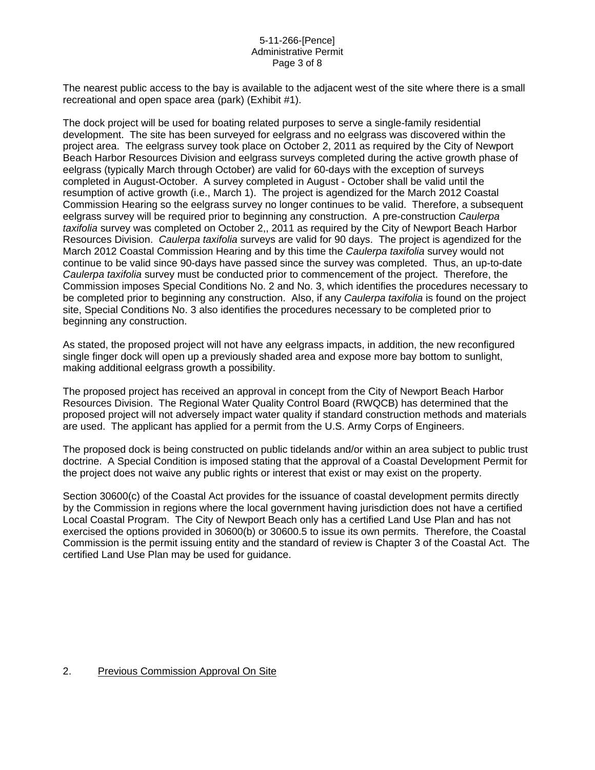The nearest public access to the bay is available to the adjacent west of the site where there is a small recreational and open space area (park) (Exhibit #1).

The dock project will be used for boating related purposes to serve a single-family residential development. The site has been surveyed for eelgrass and no eelgrass was discovered within the project area. The eelgrass survey took place on October 2, 2011 as required by the City of Newport Beach Harbor Resources Division and eelgrass surveys completed during the active growth phase of eelgrass (typically March through October) are valid for 60-days with the exception of surveys completed in August-October. A survey completed in August - October shall be valid until the resumption of active growth (i.e., March 1). The project is agendized for the March 2012 Coastal Commission Hearing so the eelgrass survey no longer continues to be valid. Therefore, a subsequent eelgrass survey will be required prior to beginning any construction. A pre-construction *Caulerpa taxifolia* survey was completed on October 2,, 2011 as required by the City of Newport Beach Harbor Resources Division. *Caulerpa taxifolia* surveys are valid for 90 days. The project is agendized for the March 2012 Coastal Commission Hearing and by this time the *Caulerpa taxifolia* survey would not continue to be valid since 90-days have passed since the survey was completed. Thus, an up-to-date *Caulerpa taxifolia* survey must be conducted prior to commencement of the project. Therefore, the Commission imposes Special Conditions No. 2 and No. 3, which identifies the procedures necessary to be completed prior to beginning any construction. Also, if any *Caulerpa taxifolia* is found on the project site, Special Conditions No. 3 also identifies the procedures necessary to be completed prior to beginning any construction.

As stated, the proposed project will not have any eelgrass impacts, in addition, the new reconfigured single finger dock will open up a previously shaded area and expose more bay bottom to sunlight, making additional eelgrass growth a possibility.

The proposed project has received an approval in concept from the City of Newport Beach Harbor Resources Division. The Regional Water Quality Control Board (RWQCB) has determined that the proposed project will not adversely impact water quality if standard construction methods and materials are used. The applicant has applied for a permit from the U.S. Army Corps of Engineers.

The proposed dock is being constructed on public tidelands and/or within an area subject to public trust doctrine. A Special Condition is imposed stating that the approval of a Coastal Development Permit for the project does not waive any public rights or interest that exist or may exist on the property.

Section 30600(c) of the Coastal Act provides for the issuance of coastal development permits directly by the Commission in regions where the local government having jurisdiction does not have a certified Local Coastal Program. The City of Newport Beach only has a certified Land Use Plan and has not exercised the options provided in 30600(b) or 30600.5 to issue its own permits. Therefore, the Coastal Commission is the permit issuing entity and the standard of review is Chapter 3 of the Coastal Act. The certified Land Use Plan may be used for guidance.

2. Previous Commission Approval On Site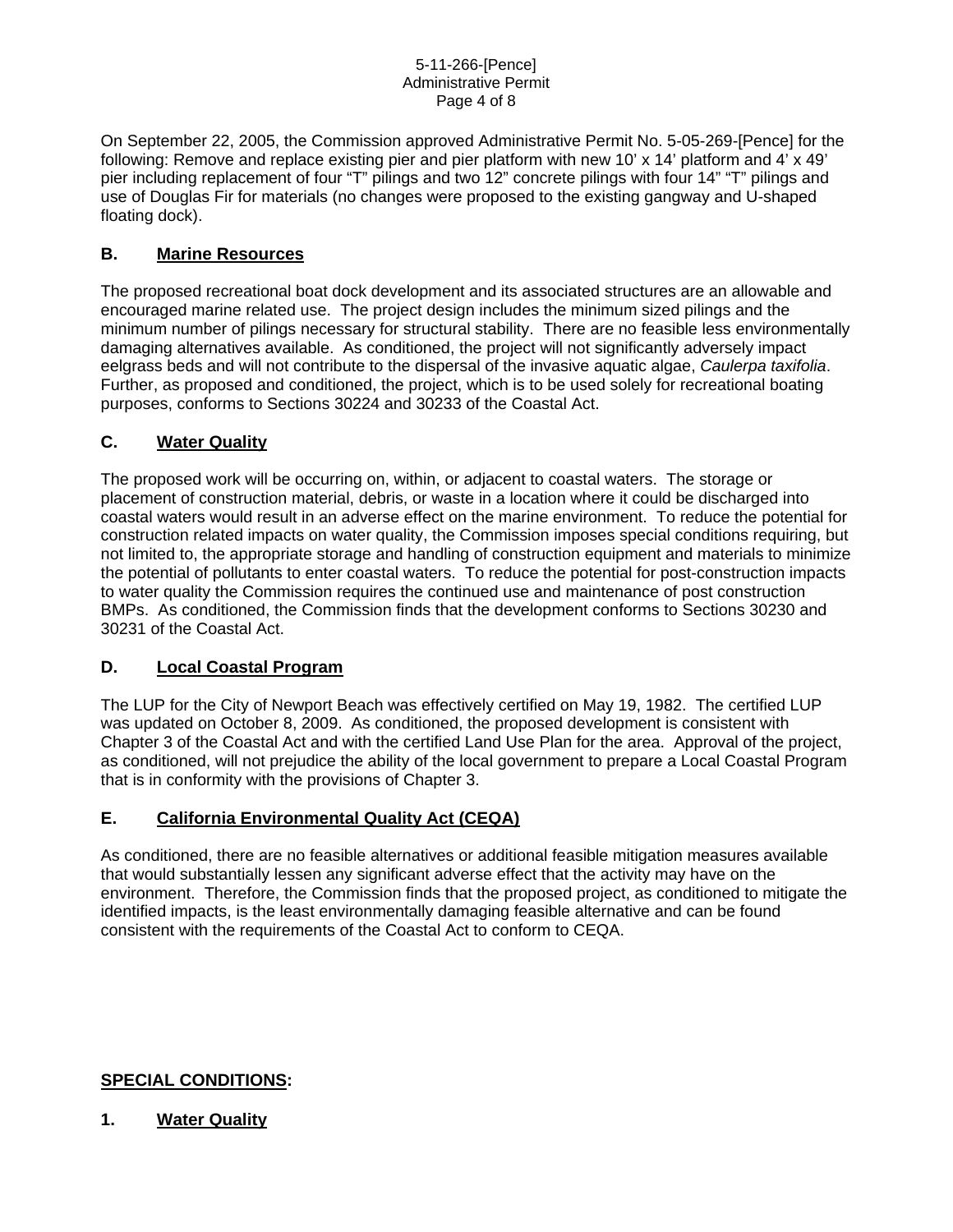On September 22, 2005, the Commission approved Administrative Permit No. 5-05-269-[Pence] for the following: Remove and replace existing pier and pier platform with new 10' x 14' platform and 4' x 49' pier including replacement of four "T" pilings and two 12" concrete pilings with four 14" "T" pilings and use of Douglas Fir for materials (no changes were proposed to the existing gangway and U-shaped floating dock).

## B. Marine Resources

The proposed recreational boat dock development and its associated structures are an allowable and encouraged marine related use. The project design includes the minimum sized pilings and the minimum number of pilings necessary for structural stability. There are no feasible less environmentally damaging alternatives available. As conditioned, the project will not significantly adversely impact eelgrass beds and will not contribute to the dispersal of the invasive aquatic algae, *Caulerpa taxifolia*. Further, as proposed and conditioned, the project, which is to be used solely for recreational boating purposes, conforms to Sections 30224 and 30233 of the Coastal Act.

## C. Water Quality

The proposed work will be occurring on, within, or adjacent to coastal waters. The storage or placement of construction material, debris, or waste in a location where it could be discharged into coastal waters would result in an adverse effect on the marine environment. To reduce the potential for construction related impacts on water quality, the Commission imposes special conditions requiring, but not limited to, the appropriate storage and handling of construction equipment and materials to minimize the potential of pollutants to enter coastal waters. To reduce the potential for post-construction impacts to water quality the Commission requires the continued use and maintenance of post construction BMPs. As conditioned, the Commission finds that the development conforms to Sections 30230 and 30231 of the Coastal Act.

## D. Local Coastal Program

The LUP for the City of Newport Beach was effectively certified on May 19, 1982. The certified LUP was updated on October 8, 2009. As conditioned, the proposed development is consistent with Chapter 3 of the Coastal Act and with the certified Land Use Plan for the area. Approval of the project, as conditioned, will not prejudice the ability of the local government to prepare a Local Coastal Program that is in conformity with the provisions of Chapter 3.

## E. California Environmental Quality Act (CEQA)

As conditioned, there are no feasible alternatives or additional feasible mitigation measures available that would substantially lessen any significant adverse effect that the activity may have on the environment. Therefore, the Commission finds that the proposed project, as conditioned to mitigate the identified impacts, is the least environmentally damaging feasible alternative and can be found consistent with the requirements of the Coastal Act to conform to CEQA.

## SPECIAL CONDITIONS:

### 1. Water Quality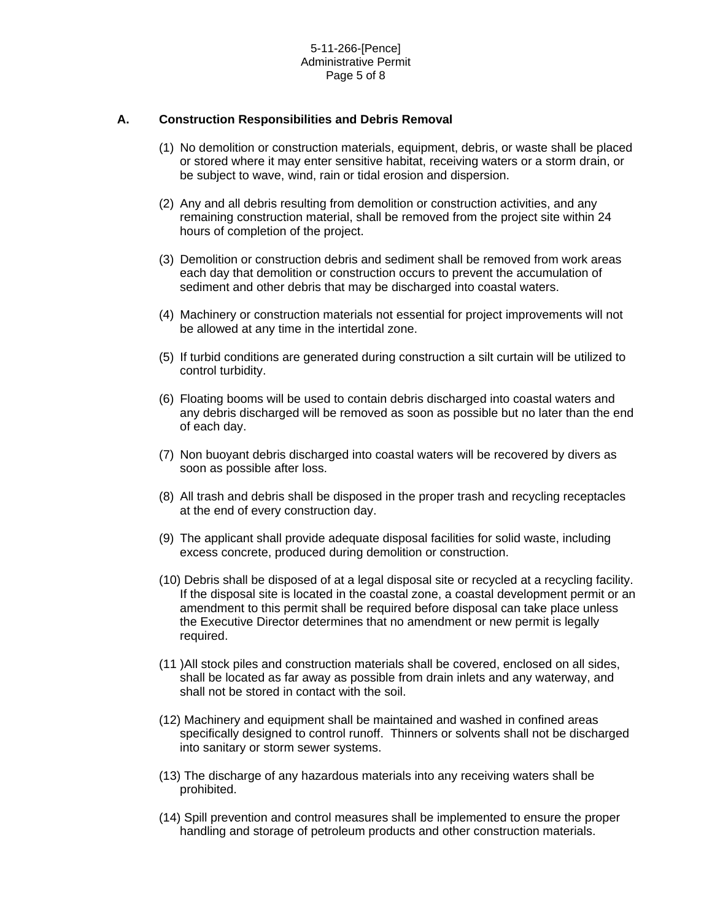### A. Construction Responsibilities and Debris Removal

(1) No demolition or construction materials, equipment, debris, or waste shall be placed or stored where it may enter sensitive habitat, receiving waters or a storm drain, or be subject to wave, wind, rain or tidal erosion and dispersion.

(2) Any and all debris resulting from demolition or construction activities, and any remaining construction material, shall be removed from the project site within 24 hours of completion of the project.

(3) Demolition or construction debris and sediment shall be removed from work areas each day that demolition or construction occurs to prevent the accumulation of sediment and other debris that may be discharged into coastal waters.

(4) Machinery or construction materials not essential for project improvements will not be allowed at any time in the intertidal zone.

(5) If turbid conditions are generated during construction a silt curtain will be utilized to control turbidity.

(6) Floating booms will be used to contain debris discharged into coastal waters and any debris discharged will be removed as soon as possible but no later than the end of each day.

(7) Non buoyant debris discharged into coastal waters will be recovered by divers as soon as possible after loss.

(8) All trash and debris shall be disposed in the proper trash and recycling receptacles at the end of every construction day.

(9) The applicant shall provide adequate disposal facilities for solid waste, including excess concrete, produced during demolition or construction.

(10) Debris shall be disposed of at a legal disposal site or recycled at a recycling facility. If the disposal site is located in the coastal zone, a coastal development permit or an amendment to this permit shall be required before disposal can take place unless the Executive Director determines that no amendment or new permit is legally required.

(11 )All stock piles and construction materials shall be covered, enclosed on all sides, shall be located as far away as possible from drain inlets and any waterway, and shall not be stored in contact with the soil.

(12) Machinery and equipment shall be maintained and washed in confined areas specifically designed to control runoff. Thinners or solvents shall not be discharged into sanitary or storm sewer systems.

(13) The discharge of any hazardous materials into any receiving waters shall be prohibited.

(14) Spill prevention and control measures shall be implemented to ensure the proper handling and storage of petroleum products and other construction materials.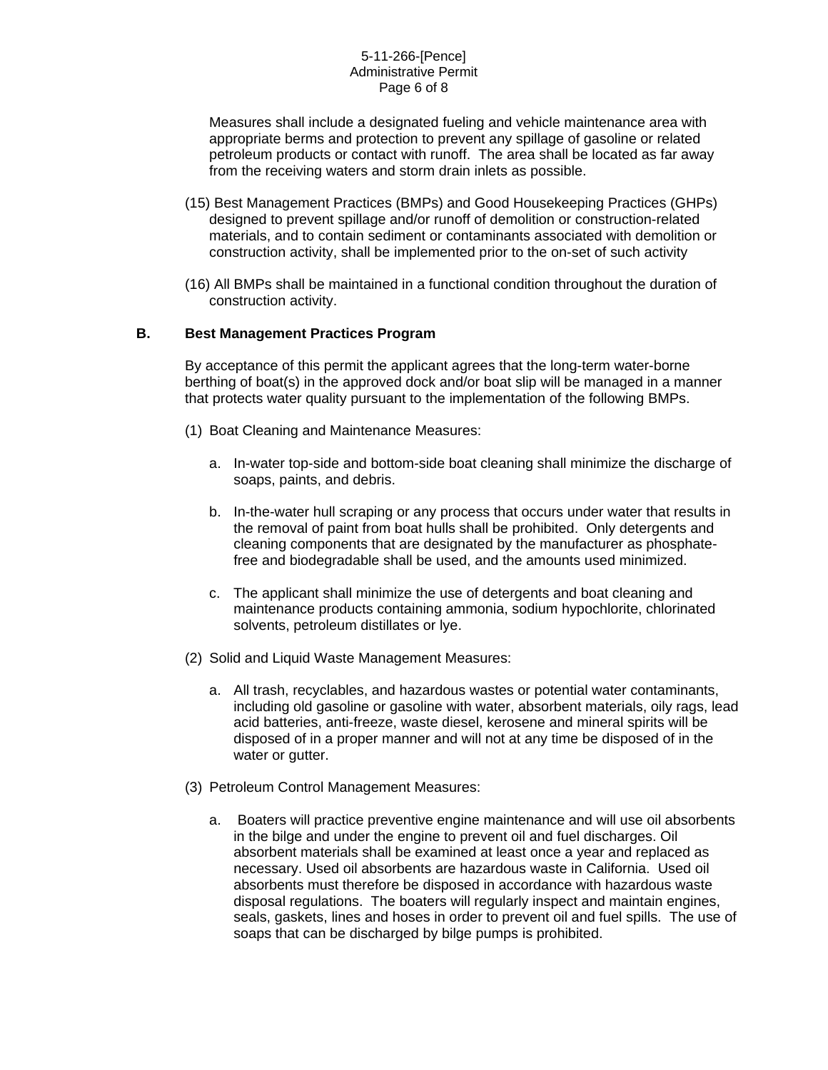Measures shall include a designated fueling and vehicle maintenance area with appropriate berms and protection to prevent any spillage of gasoline or related petroleum products or contact with runoff. The area shall be located as far away from the receiving waters and storm drain inlets as possible.

(15) Best Management Practices (BMPs) and Good Housekeeping Practices (GHPs) designed to prevent spillage and/or runoff of demolition or construction-related materials, and to contain sediment or contaminants associated with demolition or construction activity, shall be implemented prior to the on-set of such activity

(16) All BMPs shall be maintained in a functional condition throughout the duration of construction activity.

**B. Best Management Practices Program**

By acceptance of this permit the applicant agrees that the long-term water-borne berthing of boat(s) in the approved dock and/or boat slip will be managed in a manner that protects water quality pursuant to the implementation of the following BMPs.

(1) Boat Cleaning and Maintenance Measures:

a. In-water top-side and bottom-side boat cleaning shall minimize the discharge of soaps, paints, and debris.

b. In-the-water hull scraping or any process that occurs under water that results in the removal of paint from boat hulls shall be prohibited. Only detergents and cleaning components that are designated by the manufacturer as phosphate-free and biodegradable shall be used, and the amounts used minimized.

c. The applicant shall minimize the use of detergents and boat cleaning and maintenance products containing ammonia, sodium hypochlorite, chlorinated solvents, petroleum distillates or lye.

(2) Solid and Liquid Waste Management Measures:

a. All trash, recyclables, and hazardous wastes or potential water contaminants, including old gasoline or gasoline with water, absorbent materials, oily rags, lead acid batteries, anti-freeze, waste diesel, kerosene and mineral spirits will be disposed of in a proper manner and will not at any time be disposed of in the water or gutter.

(3) Petroleum Control Management Measures:

a. Boaters will practice preventive engine maintenance and will use oil absorbents in the bilge and under the engine to prevent oil and fuel discharges. Oil absorbent materials shall be examined at least once a year and replaced as necessary. Used oil absorbents are hazardous waste in California. Used oil absorbents must therefore be disposed in accordance with hazardous waste disposal regulations. The boaters will regularly inspect and maintain engines, seals, gaskets, lines and hoses in order to prevent oil and fuel spills. The use of soaps that can be discharged by bilge pumps is prohibited.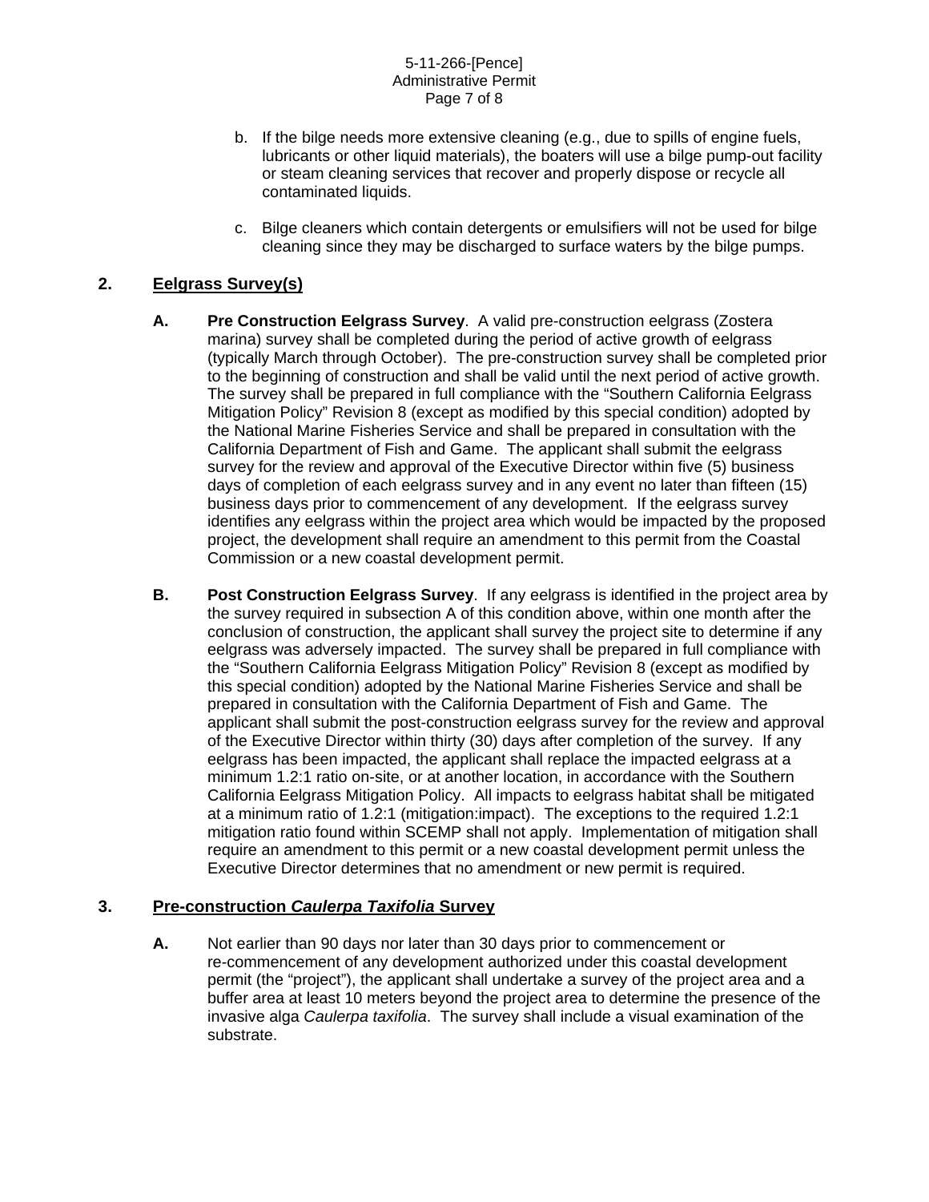b. If the bilge needs more extensive cleaning (e.g., due to spills of engine fuels, lubricants or other liquid materials), the boaters will use a bilge pump-out facility or steam cleaning services that recover and properly dispose or recycle all contaminated liquids.

c. Bilge cleaners which contain detergents or emulsifiers will not be used for bilge cleaning since they may be discharged to surface waters by the bilge pumps.

**2. <u>Eelgrass Survey(s)</u>**

**A. Pre Construction Eelgrass Survey**. A valid pre-construction eelgrass (Zostera marina) survey shall be completed during the period of active growth of eelgrass (typically March through October). The pre-construction survey shall be completed prior to the beginning of construction and shall be valid until the next period of active growth. The survey shall be prepared in full compliance with the "Southern California Eelgrass Mitigation Policy" Revision 8 (except as modified by this special condition) adopted by the National Marine Fisheries Service and shall be prepared in consultation with the California Department of Fish and Game. The applicant shall submit the eelgrass survey for the review and approval of the Executive Director within five (5) business days of completion of each eelgrass survey and in any event no later than fifteen (15) business days prior to commencement of any development. If the eelgrass survey identifies any eelgrass within the project area which would be impacted by the proposed project, the development shall require an amendment to this permit from the Coastal Commission or a new coastal development permit.

**B. Post Construction Eelgrass Survey**. If any eelgrass is identified in the project area by the survey required in subsection A of this condition above, within one month after the conclusion of construction, the applicant shall survey the project site to determine if any eelgrass was adversely impacted. The survey shall be prepared in full compliance with the "Southern California Eelgrass Mitigation Policy" Revision 8 (except as modified by this special condition) adopted by the National Marine Fisheries Service and shall be prepared in consultation with the California Department of Fish and Game. The applicant shall submit the post-construction eelgrass survey for the review and approval of the Executive Director within thirty (30) days after completion of the survey. If any eelgrass has been impacted, the applicant shall replace the impacted eelgrass at a minimum 1.2:1 ratio on-site, or at another location, in accordance with the Southern California Eelgrass Mitigation Policy. All impacts to eelgrass habitat shall be mitigated at a minimum ratio of 1.2:1 (mitigation:impact). The exceptions to the required 1.2:1 mitigation ratio found within SCEMP shall not apply. Implementation of mitigation shall require an amendment to this permit or a new coastal development permit unless the Executive Director determines that no amendment or new permit is required.

**3. <u>Pre-construction *Caulerpa Taxifolia* Survey</u>**

**A.** Not earlier than 90 days nor later than 30 days prior to commencement or re-commencement of any development authorized under this coastal development permit (the "project"), the applicant shall undertake a survey of the project area and a buffer area at least 10 meters beyond the project area to determine the presence of the invasive alga *Caulerpa taxifolia*. The survey shall include a visual examination of the substrate.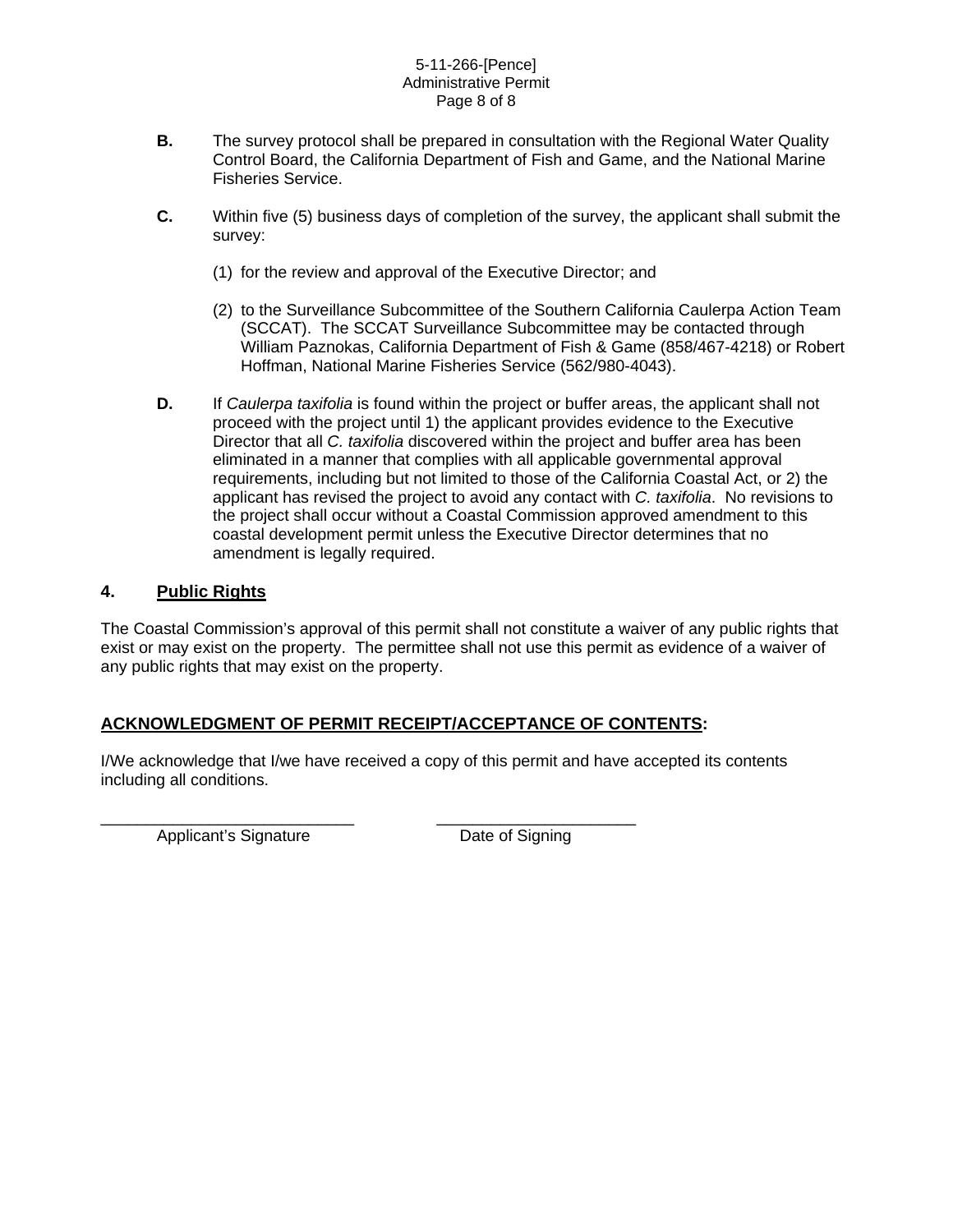**B.** The survey protocol shall be prepared in consultation with the Regional Water Quality Control Board, the California Department of Fish and Game, and the National Marine Fisheries Service.

**C.** Within five (5) business days of completion of the survey, the applicant shall submit the survey:

(1) for the review and approval of the Executive Director; and

(2) to the Surveillance Subcommittee of the Southern California Caulerpa Action Team (SCCAT). The SCCAT Surveillance Subcommittee may be contacted through William Paznokas, California Department of Fish & Game (858/467-4218) or Robert Hoffman, National Marine Fisheries Service (562/980-4043).

**D.** If *Caulerpa taxifolia* is found within the project or buffer areas, the applicant shall not proceed with the project until 1) the applicant provides evidence to the Executive Director that all *C. taxifolia* discovered within the project and buffer area has been eliminated in a manner that complies with all applicable governmental approval requirements, including but not limited to those of the California Coastal Act, or 2) the applicant has revised the project to avoid any contact with *C. taxifolia*. No revisions to the project shall occur without a Coastal Commission approved amendment to this coastal development permit unless the Executive Director determines that no amendment is legally required.

## 4. Public Rights

The Coastal Commission's approval of this permit shall not constitute a waiver of any public rights that exist or may exist on the property. The permittee shall not use this permit as evidence of a waiver of any public rights that may exist on the property.

## ACKNOWLEDGMENT OF PERMIT RECEIPT/ACCEPTANCE OF CONTENTS:

I/We acknowledge that I/we have received a copy of this permit and have accepted its contents including all conditions.

\_\_\_\_\_\_\_\_\_\_\_\_\_\_\_\_\_\_\_\_\_\_\_\_\_\_\_\_ Applicant's Signature

\_\_\_\_\_\_\_\_\_\_\_\_\_\_\_\_\_\_\_\_\_\_ Date of Signing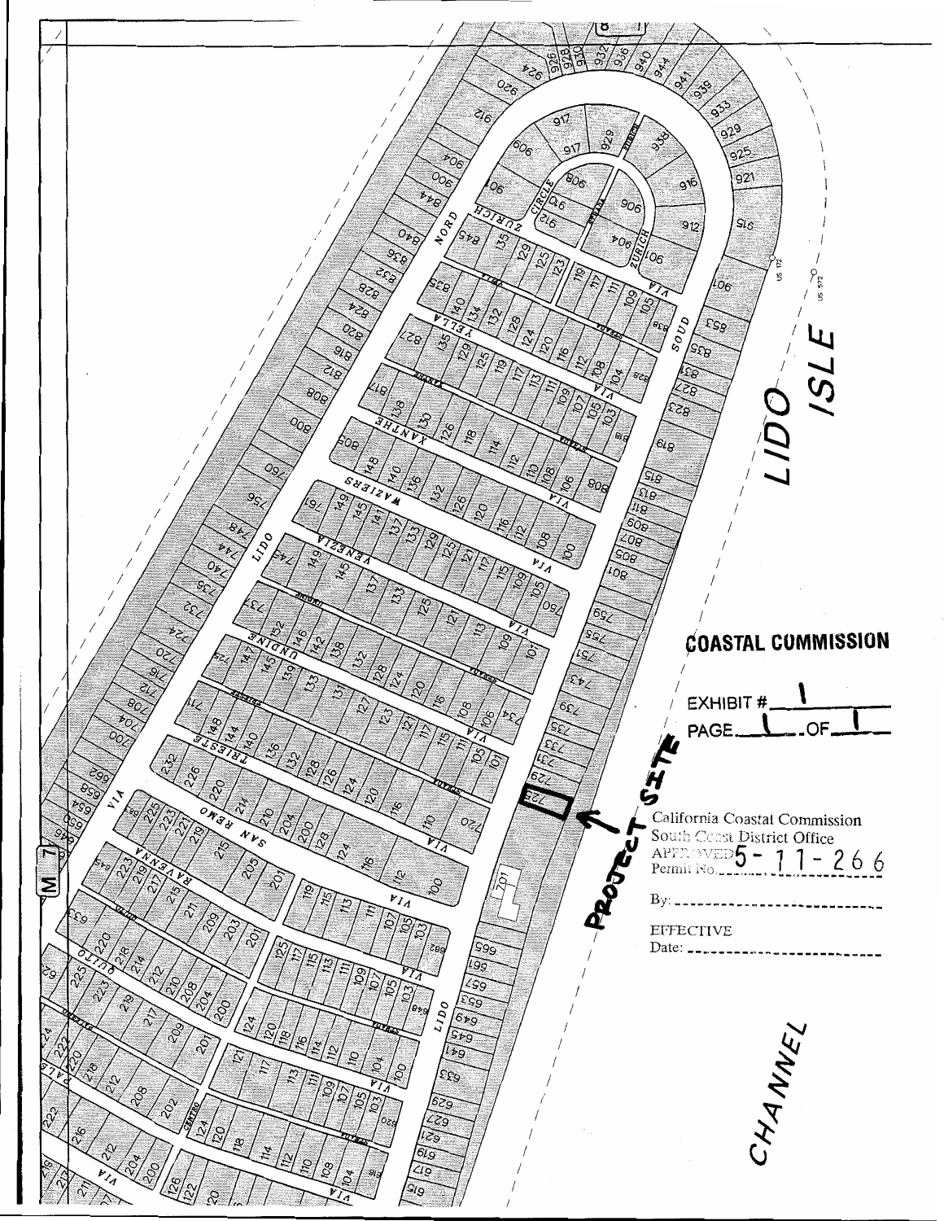LIDO ISLE

CHANNEL

PROJECT SITE

**COASTAL COMMISSION**

EXHIBIT # 1

PAGE 1 OF 1

California Coastal Commission
South Coast District Office
APPROVED
Permit No. 5-11-266

By: ________________________

EFFECTIVE
Date: ________________________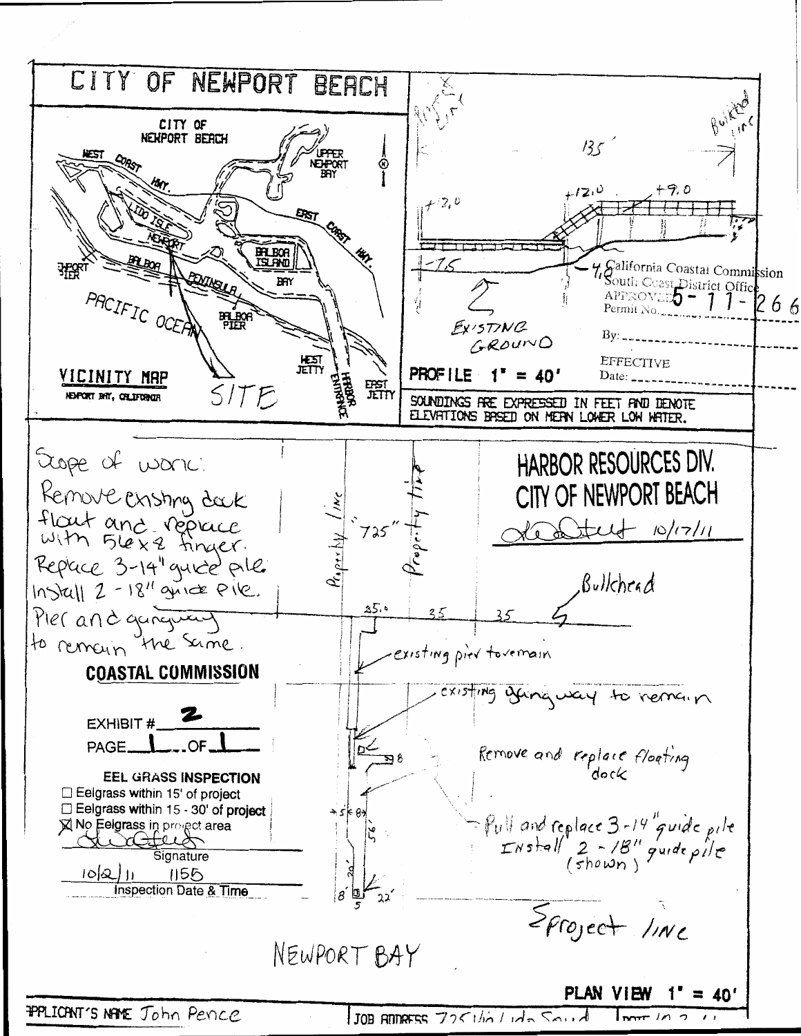# CITY OF NEWPORT BEACH

CITY OF NEWPORT BEACH

WEST COAST HWY.

UPPER NEWPORT BAY

LIDO ISLE

NEWPORT

EAST COAST HWY.

BALBOA ISLAND

BAY

NEWPORT PIER

BALBOA

PENINSULA

PACIFIC OCEAN

BALBOA PIER

WEST JETTY

HARBOR ENTRANCE

EAST JETTY

SITE

**VICINITY MAP**

NEWPORT BAY, CALIFORNIA

Project Line

Bulkhead Line

135'

+12.0

+9.0

+7.0

-7.5

-4.0

EXISTING GROUND

**PROFILE 1" = 40'**

SOUNDINGS ARE EXPRESSED IN FEET AND DENOTE ELEVATIONS BASED ON MEAN LOWER LOW WATER.

California Coastal Commission
South Coast District Office
APPROVED
Permit No. 5-11-266
By: \_\_\_\_\_\_\_\_\_\_
EFFECTIVE
Date: \_\_\_\_\_\_\_\_\_\_

Scope of work:
Remove existing dock float and replace with 56x8 finger.
Replace 3-14" guide pile.
Install 2-18" guide pile.
Pier and gangway to remain the same.

**HARBOR RESOURCES DIV.**
**CITY OF NEWPORT BEACH**
10/17/11

Property line

Property line

725"

Bullchead

35.0

35

35

existing pier to remain

existing gangway to remain

Remove and replace floating dock

Pull and replace 3-14" guide pile
Install 2-18" guide pile
(shown)

8

5

8

56'

20

8'

5

22'

Project line

**COASTAL COMMISSION**

EXHIBIT # 2

PAGE 1 OF 1

**EEL GRASS INSPECTION**

☐ Eelgrass within 15' of project
☐ Eelgrass within 15 - 30' of project
☒ No Eelgrass in project area

Signature

10/2/11 1155
Inspection Date & Time

NEWPORT BAY

**PLAN VIEW 1" = 40'**

APPLICANT'S NAME John Pence

JOB ADDRESS 725 Via Lido Soud

DATE 10 2 11